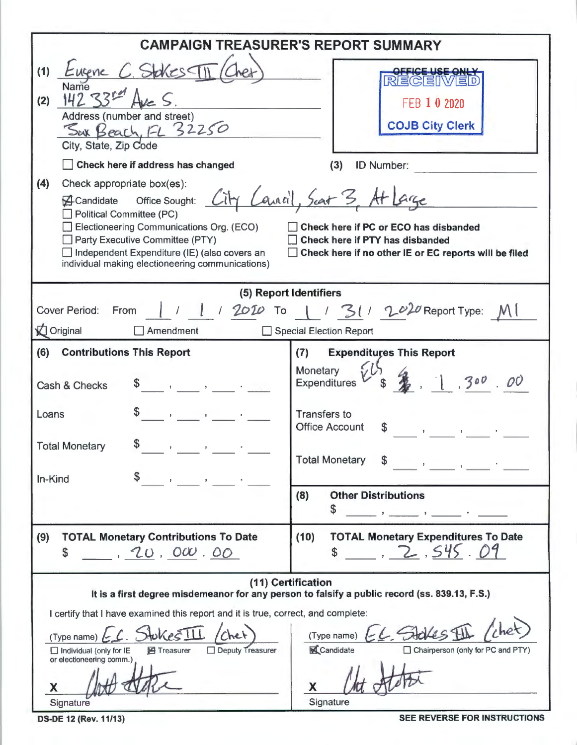# CAMPAIGN TREASURER'S REPORT SUMMARY

(1) Eugene C. Stokes III (Chet)
Name

(2) 142 33rd Ave S.
Address (number and street)

Jax Beach, FL 32250
City, State, Zip Code

☐ **Check here if address has changed**

**OFFICE USE ONLY**
RECEIVED
FEB 10 2020
**COJB City Clerk**

(3) ID Number: ______

(4) Check appropriate box(es):

☒ Candidate    Office Sought: City Council, Seat 3, At Large
☐ Political Committee (PC)
☐ Electioneering Communications Org. (ECO)
☐ Party Executive Committee (PTY)
☐ Independent Expenditure (IE) (also covers an individual making electioneering communications)

☐ **Check here if PC or ECO has disbanded**
☐ **Check here if PTY has disbanded**
☐ **Check here if no other IE or EC reports will be filed**

## (5) Report Identifiers

Cover Period: From 1 / 1 / 2020 To 1 / 31 / 2020 Report Type: M1

☒ Original    ☐ Amendment    ☐ Special Election Report

| (6) Contributions This Report | | (7) Expenditures This Report | |
|---|---|---|---|
| Cash & Checks | $ ___ , ___ , ___ . ___ | Monetary Expenditures | $ 1,300.00 |
| Loans | $ ___ , ___ , ___ . ___ | Transfers to Office Account | $ ___ , ___ , ___ . ___ |
| Total Monetary | $ ___ , ___ , ___ . ___ | Total Monetary | $ ___ , ___ , ___ . ___ |
| In-Kind | $ ___ , ___ , ___ . ___ | (8) Other Distributions | $ ___ , ___ , ___ . ___ |

| (9) TOTAL Monetary Contributions To Date | (10) TOTAL Monetary Expenditures To Date |
|---|---|
| $ 20,000.00 | $ 2,545.09 |

## (11) Certification

**It is a first degree misdemeanor for any person to falsify a public record (ss. 839.13, F.S.)**

I certify that I have examined this report and it is true, correct, and complete:

(Type name) E.C. Stokes III (Chet)
☐ Individual (only for IE or electioneering comm.)    ☒ Treasurer    ☐ Deputy Treasurer

X [signature]
Signature

(Type name) E.C. Stokes III (Chet)
☒ Candidate    ☐ Chairperson (only for PC and PTY)

X [signature]
Signature

DS-DE 12 (Rev. 11/13)    **SEE REVERSE FOR INSTRUCTIONS**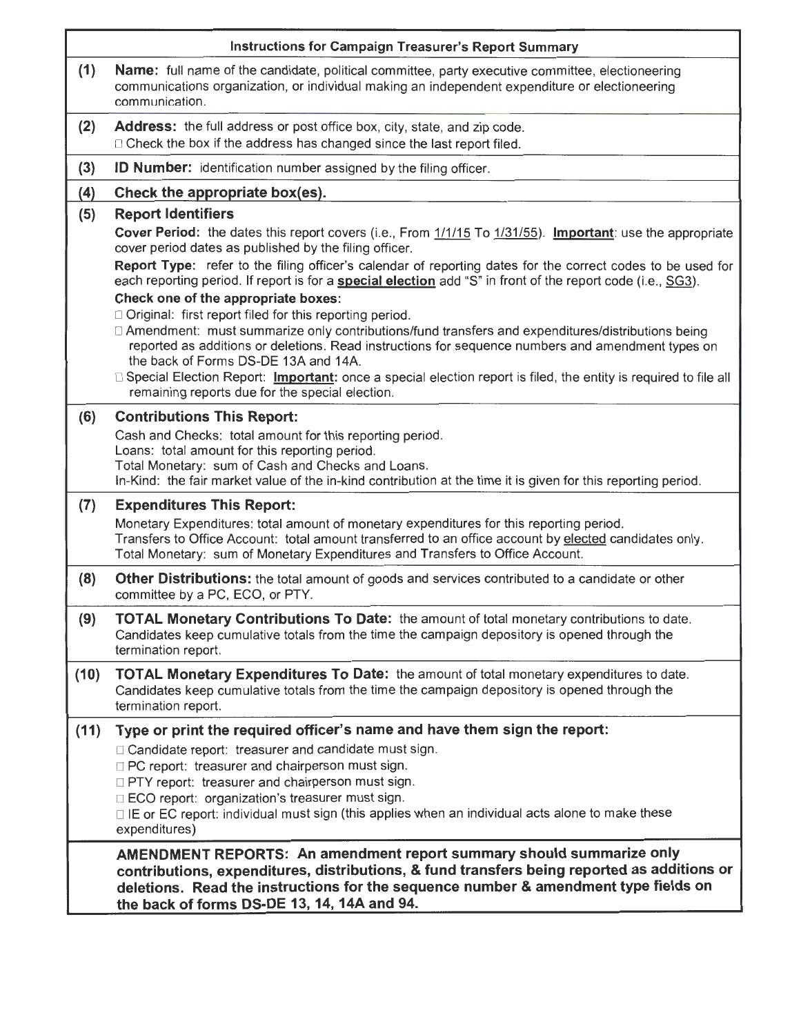## Instructions for Campaign Treasurer's Report Summary

**(1) Name:** full name of the candidate, political committee, party executive committee, electioneering communications organization, or individual making an independent expenditure or electioneering communication.

**(2) Address:** the full address or post office box, city, state, and zip code.
☐ Check the box if the address has changed since the last report filed.

**(3) ID Number:** identification number assigned by the filing officer.

**(4) Check the appropriate box(es).**

**(5) Report Identifiers**

**Cover Period:** the dates this report covers (i.e., From 1/1/15 To 1/31/55). **Important**: use the appropriate cover period dates as published by the filing officer.

**Report Type:** refer to the filing officer's calendar of reporting dates for the correct codes to be used for each reporting period. If report is for a **special election** add "S" in front of the report code (i.e., SG3).

**Check one of the appropriate boxes:**

☐ Original: first report filed for this reporting period.
☐ Amendment: must summarize only contributions/fund transfers and expenditures/distributions being reported as additions or deletions. Read instructions for sequence numbers and amendment types on the back of Forms DS-DE 13A and 14A.
☐ Special Election Report: **Important:** once a special election report is filed, the entity is required to file all remaining reports due for the special election.

**(6) Contributions This Report:**

Cash and Checks: total amount for this reporting period.
Loans: total amount for this reporting period.
Total Monetary: sum of Cash and Checks and Loans.
In-Kind: the fair market value of the in-kind contribution at the time it is given for this reporting period.

**(7) Expenditures This Report:**

Monetary Expenditures: total amount of monetary expenditures for this reporting period.
Transfers to Office Account: total amount transferred to an office account by elected candidates only.
Total Monetary: sum of Monetary Expenditures and Transfers to Office Account.

**(8) Other Distributions:** the total amount of goods and services contributed to a candidate or other committee by a PC, ECO, or PTY.

**(9) TOTAL Monetary Contributions To Date:** the amount of total monetary contributions to date. Candidates keep cumulative totals from the time the campaign depository is opened through the termination report.

**(10) TOTAL Monetary Expenditures To Date:** the amount of total monetary expenditures to date. Candidates keep cumulative totals from the time the campaign depository is opened through the termination report.

**(11) Type or print the required officer's name and have them sign the report:**

☐ Candidate report: treasurer and candidate must sign.
☐ PC report: treasurer and chairperson must sign.
☐ PTY report: treasurer and chairperson must sign.
☐ ECO report: organization's treasurer must sign.
☐ IE or EC report: individual must sign (this applies when an individual acts alone to make these expenditures)

**AMENDMENT REPORTS: An amendment report summary should summarize only contributions, expenditures, distributions, & fund transfers being reported as additions or deletions. Read the instructions for the sequence number & amendment type fields on the back of forms DS-DE 13, 14, 14A and 94.**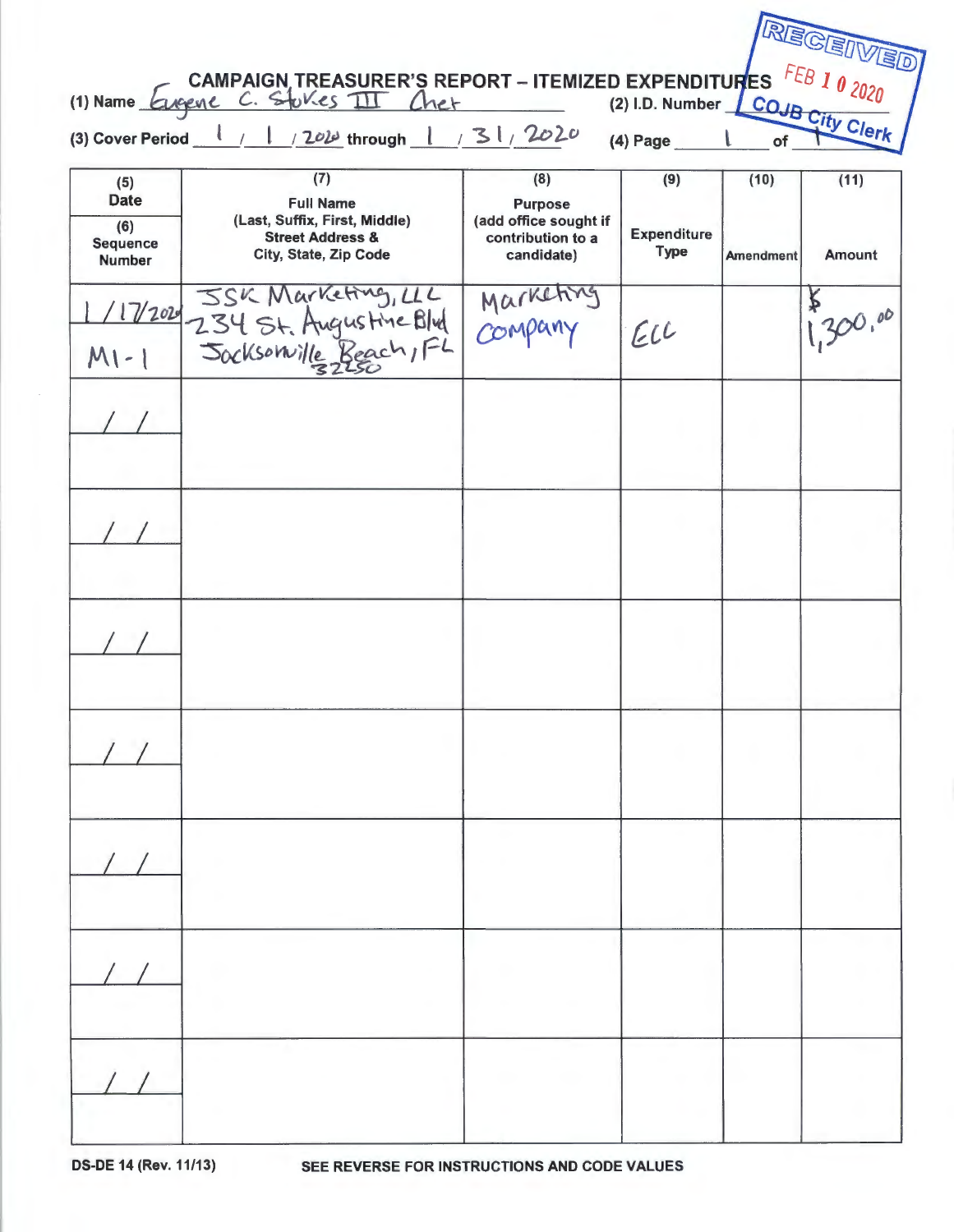RECEIVED
FEB 10 2020
COJB City Clerk

# CAMPAIGN TREASURER'S REPORT – ITEMIZED EXPENDITURES

(1) Name Eugene C. Stokes III Chet

(2) I.D. Number

(3) Cover Period 1 / 1 / 2020 through 1 / 31 / 2020

(4) Page 1 of 1

| (5) Date / (6) Sequence Number | (7) Full Name (Last, Suffix, First, Middle) Street Address & City, State, Zip Code | (8) Purpose (add office sought if contribution to a candidate) | (9) Expenditure Type | (10) Amendment | (11) Amount |
|---|---|---|---|---|---|
| 1/17/2020 M1-1 | JSK Marketing, LLC 234 St. Augustine Blvd Jacksonville Beach, FL 32250 | Marketing Company | ELC | | $ 1,300.00 |
| / / | | | | | |
| / / | | | | | |
| / / | | | | | |
| / / | | | | | |
| / / | | | | | |
| / / | | | | | |
| / / | | | | | |

DS-DE 14 (Rev. 11/13) SEE REVERSE FOR INSTRUCTIONS AND CODE VALUES